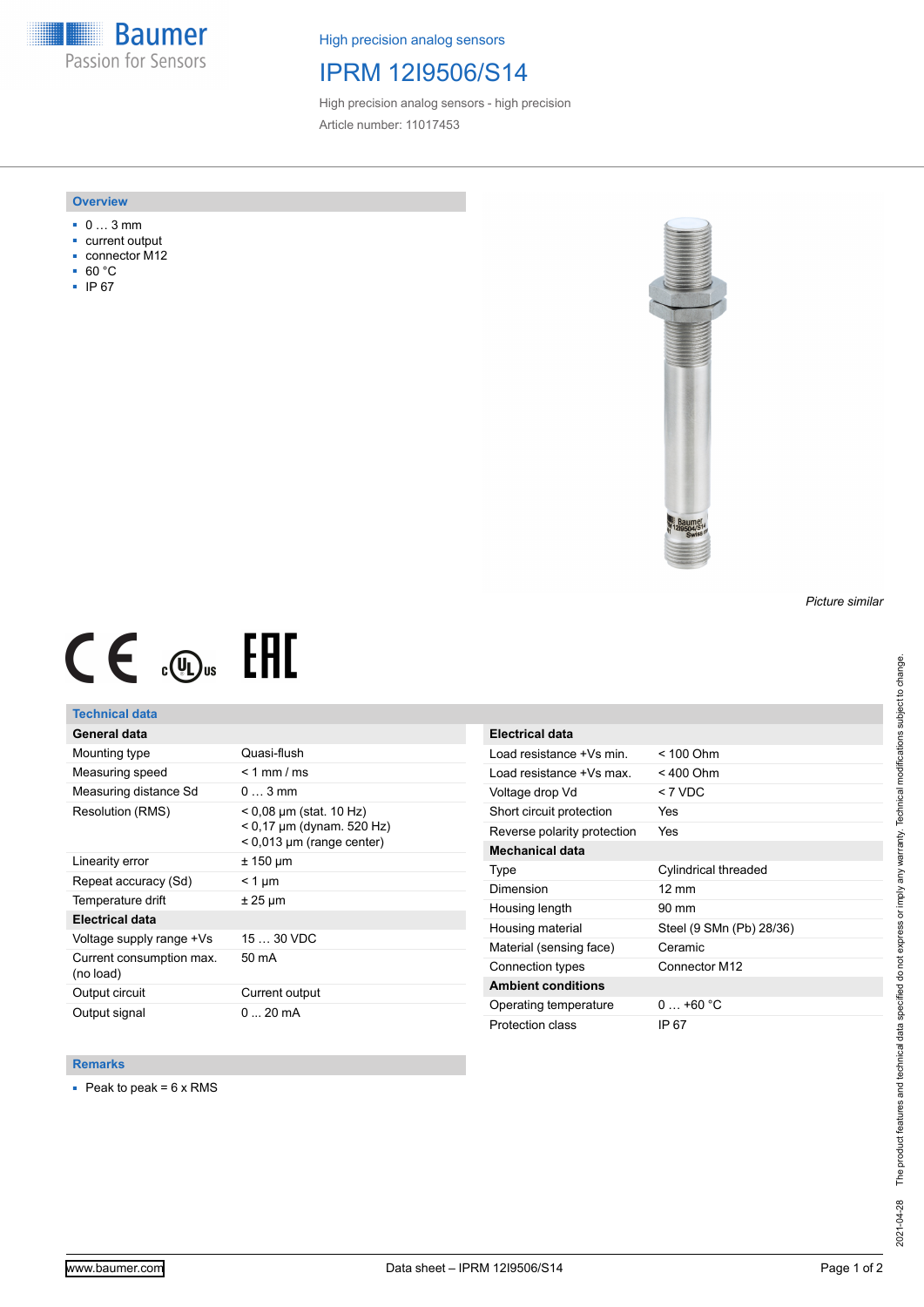High precision analog sensors

# IPRM 12I9506/S14

High precision analog sensors - high precision

Article number: 11017453

## Overview

- 0 … 3 mm
- current output
- connector M12
- 60 °C
- IP 67

*Picture similar*

## Technical data

| General data | |
|---|---|
| Mounting type | Quasi-flush |
| Measuring speed | < 1 mm / ms |
| Measuring distance Sd | 0 … 3 mm |
| Resolution (RMS) | < 0,08 µm (stat. 10 Hz)<br>< 0,17 µm (dynam. 520 Hz)<br>< 0,013 µm (range center) |
| Linearity error | ± 150 µm |
| Repeat accuracy (Sd) | < 1 µm |
| Temperature drift | ± 25 µm |
| **Electrical data** | |
| Voltage supply range +Vs | 15 … 30 VDC |
| Current consumption max. (no load) | 50 mA |
| Output circuit | Current output |
| Output signal | 0 ... 20 mA |

| Electrical data | |
|---|---|
| Load resistance +Vs min. | < 100 Ohm |
| Load resistance +Vs max. | < 400 Ohm |
| Voltage drop Vd | < 7 VDC |
| Short circuit protection | Yes |
| Reverse polarity protection | Yes |
| **Mechanical data** | |
| Type | Cylindrical threaded |
| Dimension | 12 mm |
| Housing length | 90 mm |
| Housing material | Steel (9 SMn (Pb) 28/36) |
| Material (sensing face) | Ceramic |
| Connection types | Connector M12 |
| **Ambient conditions** | |
| Operating temperature | 0 … +60 °C |
| Protection class | IP 67 |

## Remarks

- Peak to peak = 6 x RMS

2021-04-28 The product features and technical data specified do not express or imply any warranty. Technical modifications subject to change.

www.baumer.com — Data sheet – IPRM 12I9506/S14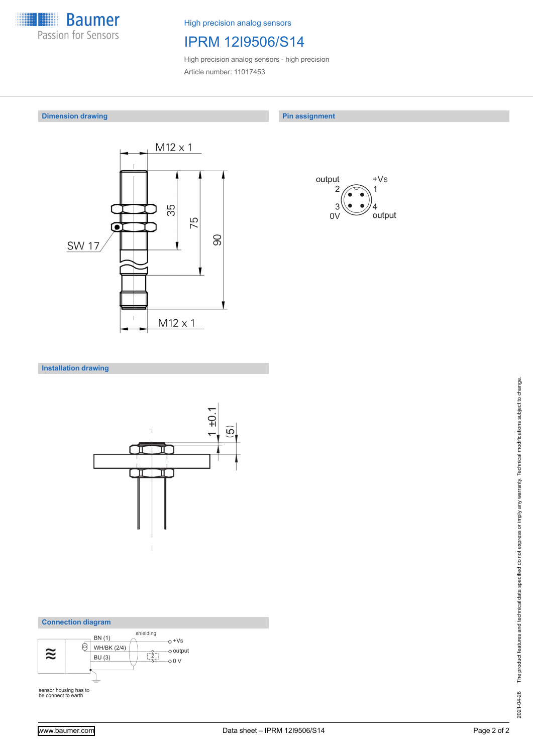Baumer
Passion for Sensors

High precision analog sensors

# IPRM 12I9506/S14

High precision analog sensors - high precision

Article number: 11017453

## Dimension drawing

M12 x 1

35

75

90

SW 17

M12 x 1

## Pin assignment

output
2

+Vs
1

3
0V

4
output

## Installation drawing

1 ±0.1

(5)

## Connection diagram

shielding

BN (1)

WH/BK (2/4)

BU (3)

+Vs

output

0 V

Z

sensor housing has to be connect to earth

The product features and technical data specified do not express or imply any warranty. Technical modifications subject to change.

2021-04-28

www.baumer.com

Data sheet – IPRM 12I9506/S14